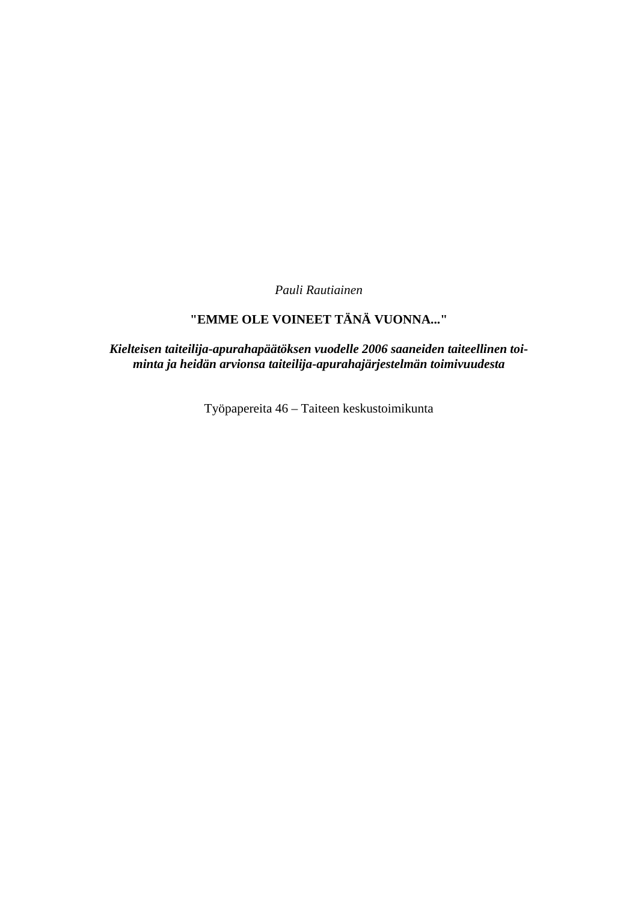*Pauli Rautiainen*

# "EMME OLE VOINEET TÄNÄ VUONNA..."

***Kielteisen taiteilija-apurahapäätöksen vuodelle 2006 saaneiden taiteellinen toiminta ja heidän arvionsa taiteilija-apurahajärjestelmän toimivuudesta***

Työpapereita 46 – Taiteen keskustoimikunta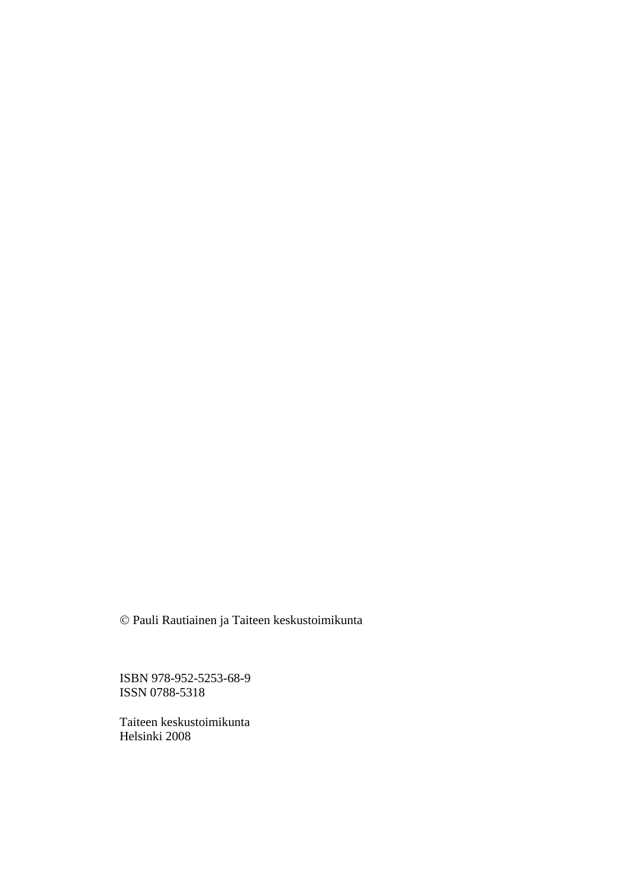© Pauli Rautiainen ja Taiteen keskustoimikunta

ISBN 978-952-5253-68-9
ISSN 0788-5318

Taiteen keskustoimikunta
Helsinki 2008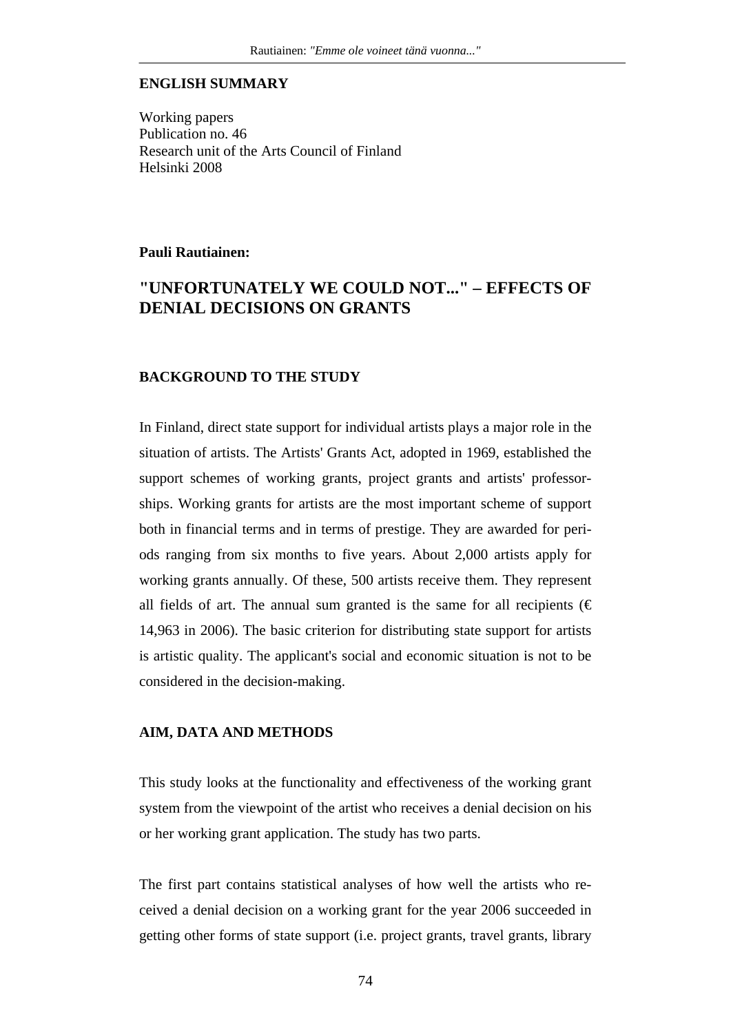**ENGLISH SUMMARY**

Working papers
Publication no. 46
Research unit of the Arts Council of Finland
Helsinki 2008

**Pauli Rautiainen:**

## "UNFORTUNATELY WE COULD NOT..." – EFFECTS OF DENIAL DECISIONS ON GRANTS

### BACKGROUND TO THE STUDY

In Finland, direct state support for individual artists plays a major role in the situation of artists. The Artists' Grants Act, adopted in 1969, established the support schemes of working grants, project grants and artists' professorships. Working grants for artists are the most important scheme of support both in financial terms and in terms of prestige. They are awarded for periods ranging from six months to five years. About 2,000 artists apply for working grants annually. Of these, 500 artists receive them. They represent all fields of art. The annual sum granted is the same for all recipients (€ 14,963 in 2006). The basic criterion for distributing state support for artists is artistic quality. The applicant's social and economic situation is not to be considered in the decision-making.

### AIM, DATA AND METHODS

This study looks at the functionality and effectiveness of the working grant system from the viewpoint of the artist who receives a denial decision on his or her working grant application. The study has two parts.

The first part contains statistical analyses of how well the artists who received a denial decision on a working grant for the year 2006 succeeded in getting other forms of state support (i.e. project grants, travel grants, library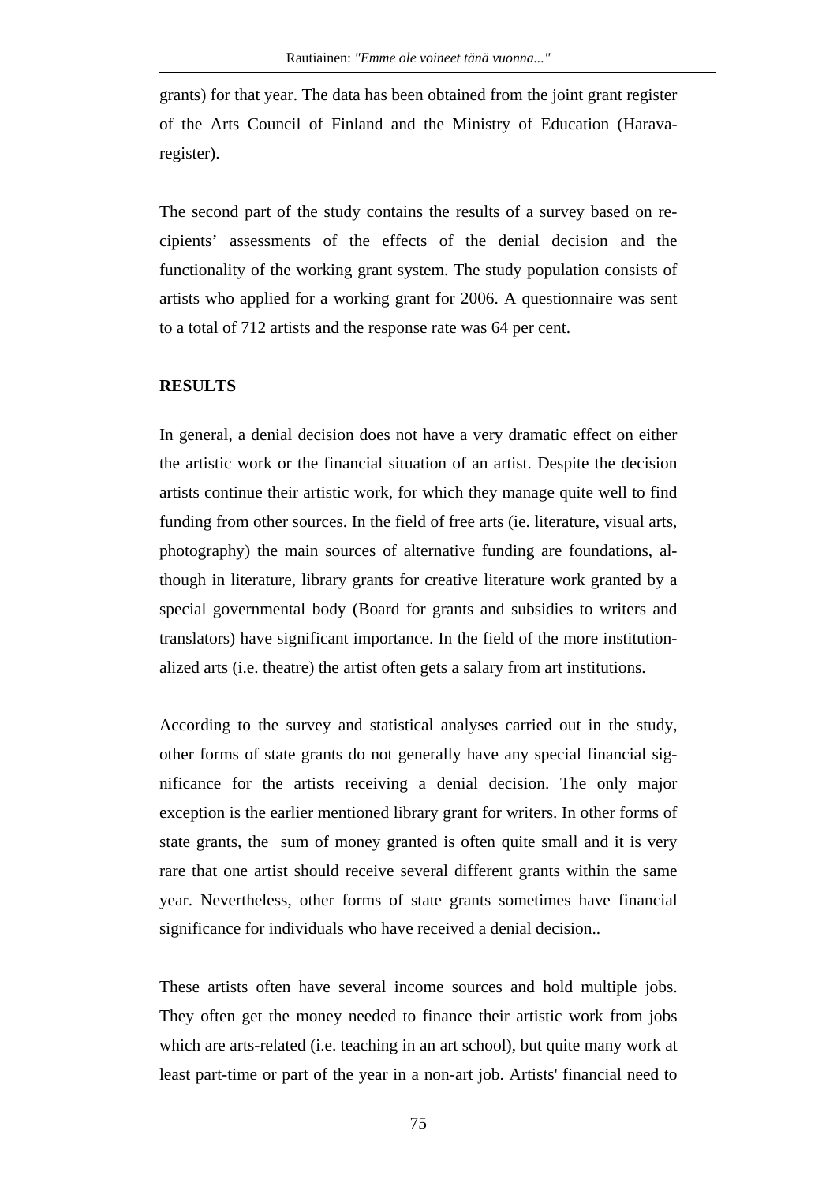grants) for that year. The data has been obtained from the joint grant register of the Arts Council of Finland and the Ministry of Education (Harava-register).

The second part of the study contains the results of a survey based on recipients' assessments of the effects of the denial decision and the functionality of the working grant system. The study population consists of artists who applied for a working grant for 2006. A questionnaire was sent to a total of 712 artists and the response rate was 64 per cent.

## RESULTS

In general, a denial decision does not have a very dramatic effect on either the artistic work or the financial situation of an artist. Despite the decision artists continue their artistic work, for which they manage quite well to find funding from other sources. In the field of free arts (ie. literature, visual arts, photography) the main sources of alternative funding are foundations, although in literature, library grants for creative literature work granted by a special governmental body (Board for grants and subsidies to writers and translators) have significant importance. In the field of the more institutionalized arts (i.e. theatre) the artist often gets a salary from art institutions.

According to the survey and statistical analyses carried out in the study, other forms of state grants do not generally have any special financial significance for the artists receiving a denial decision. The only major exception is the earlier mentioned library grant for writers. In other forms of state grants, the sum of money granted is often quite small and it is very rare that one artist should receive several different grants within the same year. Nevertheless, other forms of state grants sometimes have financial significance for individuals who have received a denial decision..

These artists often have several income sources and hold multiple jobs. They often get the money needed to finance their artistic work from jobs which are arts-related (i.e. teaching in an art school), but quite many work at least part-time or part of the year in a non-art job. Artists' financial need to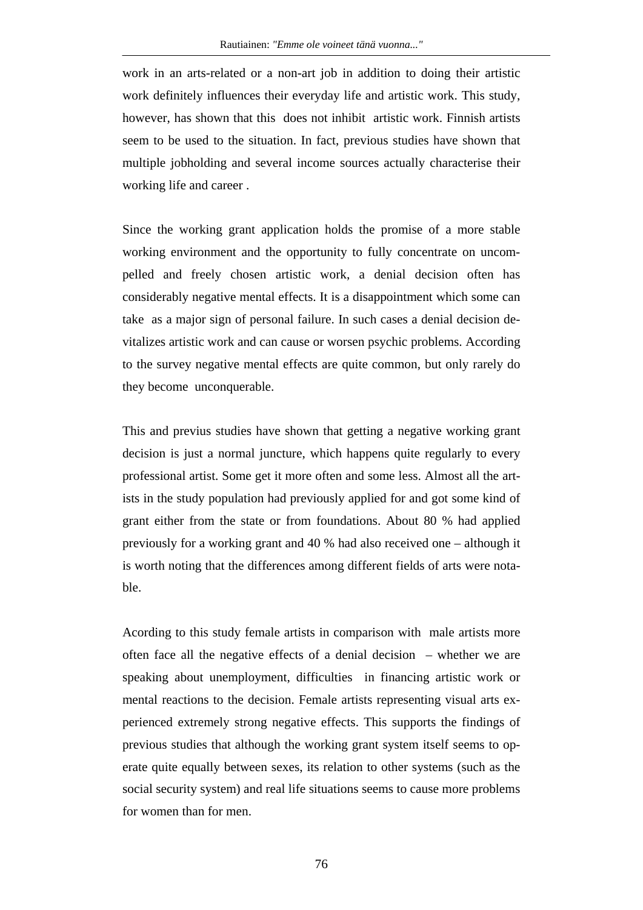work in an arts-related or a non-art job in addition to doing their artistic work definitely influences their everyday life and artistic work. This study, however, has shown that this does not inhibit artistic work. Finnish artists seem to be used to the situation. In fact, previous studies have shown that multiple jobholding and several income sources actually characterise their working life and career .

Since the working grant application holds the promise of a more stable working environment and the opportunity to fully concentrate on uncompelled and freely chosen artistic work, a denial decision often has considerably negative mental effects. It is a disappointment which some can take as a major sign of personal failure. In such cases a denial decision devitalizes artistic work and can cause or worsen psychic problems. According to the survey negative mental effects are quite common, but only rarely do they become unconquerable.

This and previus studies have shown that getting a negative working grant decision is just a normal juncture, which happens quite regularly to every professional artist. Some get it more often and some less. Almost all the artists in the study population had previously applied for and got some kind of grant either from the state or from foundations. About 80 % had applied previously for a working grant and 40 % had also received one – although it is worth noting that the differences among different fields of arts were notable.

Acording to this study female artists in comparison with male artists more often face all the negative effects of a denial decision – whether we are speaking about unemployment, difficulties in financing artistic work or mental reactions to the decision. Female artists representing visual arts experienced extremely strong negative effects. This supports the findings of previous studies that although the working grant system itself seems to operate quite equally between sexes, its relation to other systems (such as the social security system) and real life situations seems to cause more problems for women than for men.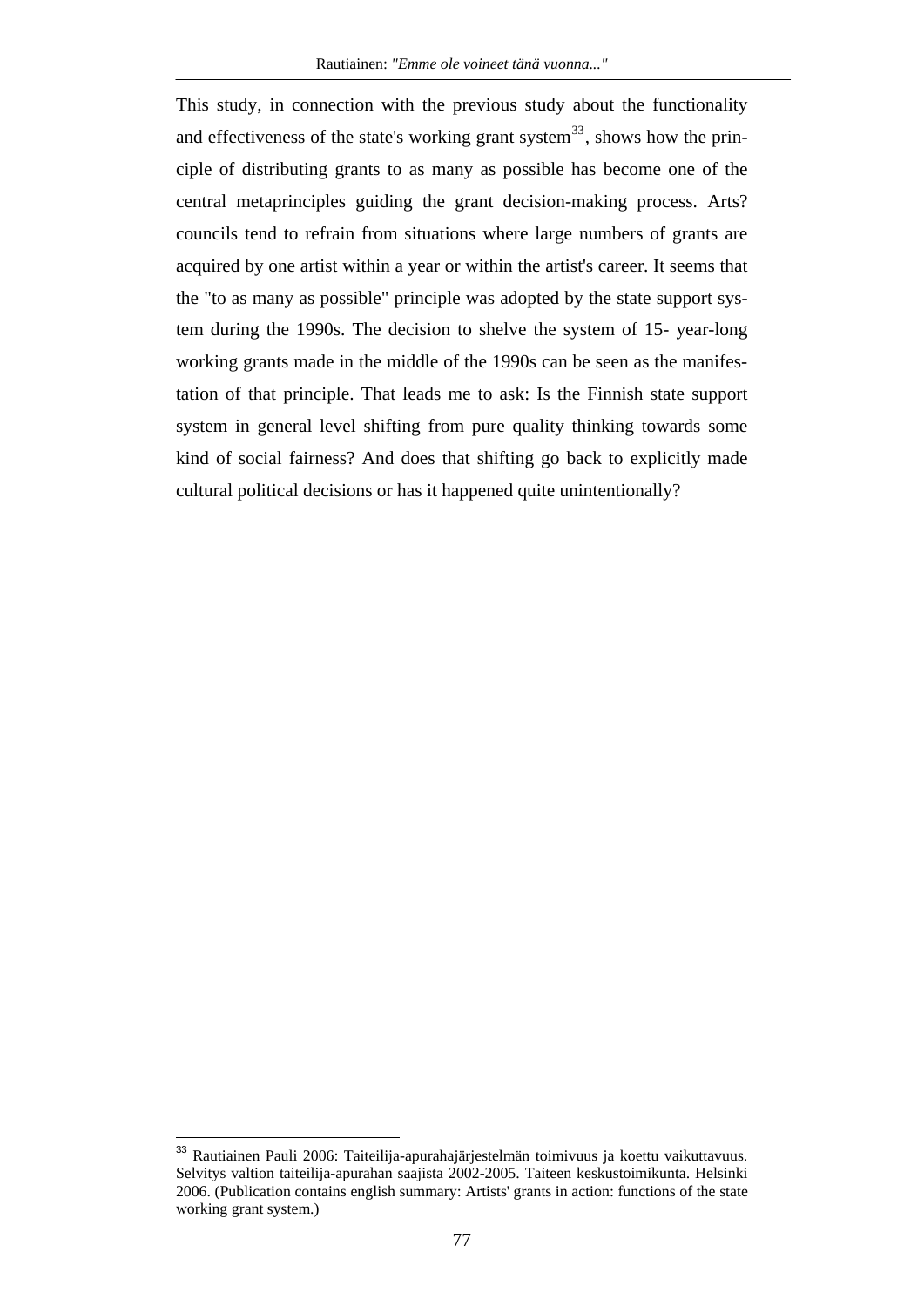This study, in connection with the previous study about the functionality and effectiveness of the state's working grant system[33], shows how the principle of distributing grants to as many as possible has become one of the central metaprinciples guiding the grant decision-making process. Arts? councils tend to refrain from situations where large numbers of grants are acquired by one artist within a year or within the artist's career. It seems that the "to as many as possible" principle was adopted by the state support system during the 1990s. The decision to shelve the system of 15- year-long working grants made in the middle of the 1990s can be seen as the manifestation of that principle. That leads me to ask: Is the Finnish state support system in general level shifting from pure quality thinking towards some kind of social fairness? And does that shifting go back to explicitly made cultural political decisions or has it happened quite unintentionally?

---

[33] Rautiainen Pauli 2006: Taiteilija-apurahajärjestelmän toimivuus ja koettu vaikuttavuus. Selvitys valtion taiteilija-apurahan saajista 2002-2005. Taiteen keskustoimikunta. Helsinki 2006. (Publication contains english summary: Artists' grants in action: functions of the state working grant system.)